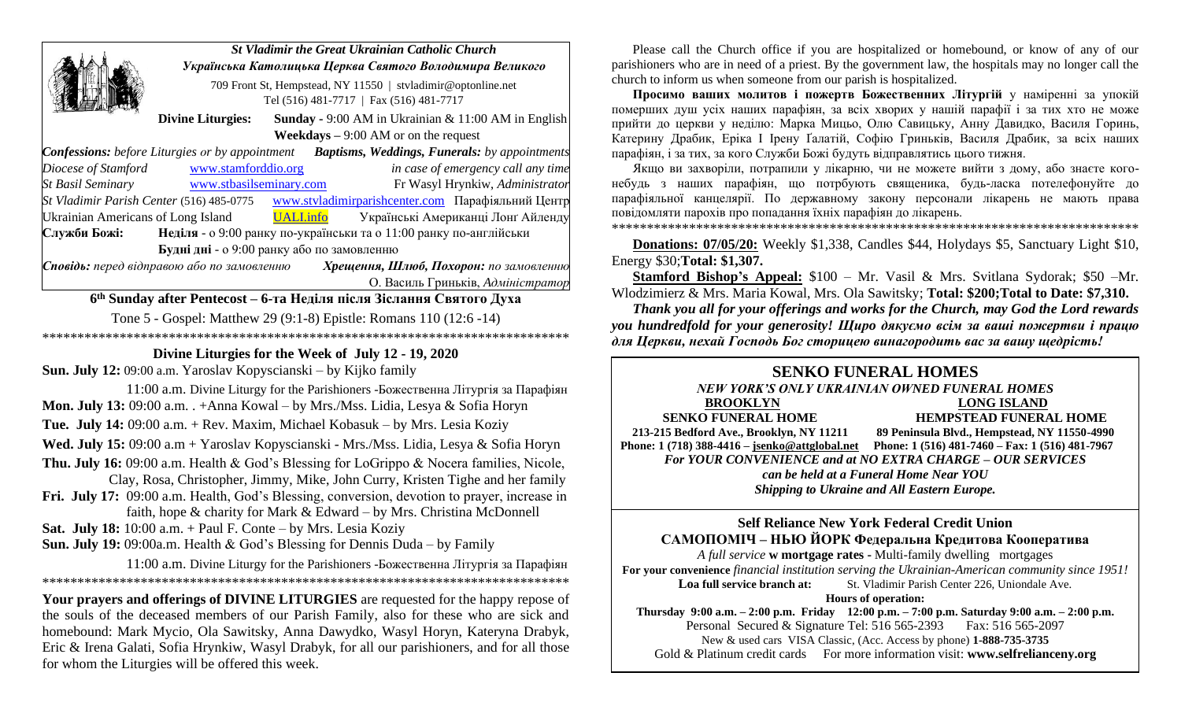## St Vladimir the Great Ukrainian Catholic Church
### Українська Католицька Церква Святого Володимира Великого

709 Front St, Hempstead, NY 11550 | stvladimir@optonline.net
Tel (516) 481-7717 | Fax (516) 481-7717

**Divine Liturgies:** **Sunday** - 9:00 AM in Ukrainian & 11:00 AM in English
**Weekdays** – 9:00 AM or on the request

***Confessions:*** *before Liturgies or by appointment* ***Baptisms, Weddings, Funerals:*** *by appointments*

*Diocese of Stamford* www.stamforddio.org *in case of emergency call any time*
*St Basil Seminary* www.stbasilseminary.com Fr Wasyl Hrynkiw, *Administrator*
*St Vladimir Parish Center* (516) 485-0775 www.stvladimirparishcenter.com Парафіяльний Центр
Ukrainian Americans of Long Island UALI.info Українські Американці Лонг Айленду

**Служби Божі:** **Неділя** - о 9:00 ранку по-українськи та о 11:00 ранку по-англійськи
**Будні дні** - о 9:00 ранку або по замовленню

***Сповідь:*** *перед відправою або по замовленню* ***Хрещення, Шлюб, Похорон:*** *по замовленню*
О. Василь Гриньків, *Адміністратор*

## 6th Sunday after Pentecost – 6-та Неділя після Зіслання Святого Духа

Tone 5 - Gospel: Matthew 29 (9:1-8) Epistle: Romans 110 (12:6 -14)

******************************************************************************

### Divine Liturgies for the Week of July 12 - 19, 2020

**Sun. July 12:** 09:00 a.m. Yaroslav Kopyscianski – by Kijko family
11:00 a.m. Divine Liturgy for the Parishioners -Божественна Літургія за Парафіян

**Mon. July 13:** 09:00 a.m. . +Anna Kowal – by Mrs./Mss. Lidia, Lesya & Sofia Horyn

**Tue. July 14:** 09:00 a.m. + Rev. Maxim, Michael Kobasuk – by Mrs. Lesia Koziy

**Wed. July 15:** 09:00 a.m + Yaroslav Kopyscianski - Mrs./Mss. Lidia, Lesya & Sofia Horyn

**Thu. July 16:** 09:00 a.m. Health & God's Blessing for LoGrippo & Nocera families, Nicole, Clay, Rosa, Christopher, Jimmy, Mike, John Curry, Kristen Tighe and her family

**Fri. July 17:** 09:00 a.m. Health, God's Blessing, conversion, devotion to prayer, increase in faith, hope & charity for Mark & Edward – by Mrs. Christina McDonnell

**Sat. July 18:** 10:00 a.m. + Paul F. Conte – by Mrs. Lesia Koziy

**Sun. July 19:** 09:00a.m. Health & God's Blessing for Dennis Duda – by Family
11:00 a.m. Divine Liturgy for the Parishioners -Божественна Літургія за Парафіян

******************************************************************************

**Your prayers and offerings of DIVINE LITURGIES** are requested for the happy repose of the souls of the deceased members of our Parish Family, also for these who are sick and homebound: Mark Mycio, Ola Sawitsky, Anna Dawydko, Wasyl Horyn, Kateryna Drabyk, Eric & Irena Galati, Sofia Hrynkiw, Wasyl Drabyk, for all our parishioners, and for all those for whom the Liturgies will be offered this week.

Please call the Church office if you are hospitalized or homebound, or know of any of our parishioners who are in need of a priest. By the government law, the hospitals may no longer call the church to inform us when someone from our parish is hospitalized.

**Просимо ваших молитов і пожертв Божественних Літургій** у намірренні за упокій померших душ усіх наших парафіян, за всіх хворих у нашій парафії і за тих хто не може прийти до церкви у неділю: Марка Мицьо, Олю Савицьку, Анну Давидко, Василя Горинь, Катерину Драбик, Еріка І Ірену Ґалатій, Софію Гриньків, Василя Драбик, за всіх наших парафіян, і за тих, за кого Служби Божі будуть відправлятись цього тижня.

Якщо ви захворіли, потрапили у лікарню, чи не можете вийти з дому, або знаєте кого-небудь з наших парафіян, що потрбують священика, будь-ласка потелефонуйте до парафіяльної канцелярії. По державному закону персонали лікарень не мають права повідомляти парохів про попадання їхніх парафіян до лікарень.

******************************************************************************

**Donations: 07/05/20:** Weekly $1,338, Candles $44, Holydays $5, Sanctuary Light $10, Energy $30;**Total: $1,307.**

**Stamford Bishop's Appeal:** $100 – Mr. Vasil & Mrs. Svitlana Sydorak; $50 –Mr. Wlodzimierz & Mrs. Maria Kowal, Mrs. Ola Sawitsky; **Total: $200;Total to Date: $7,310.**

***Thank you all for your offerings and works for the Church, may God the Lord rewards you hundredfold for your generosity! Щиро дякуємо всім за ваші пожертви і працю для Церкви, нехай Господь Бог сторицею винагородить вас за вашу щедрість!***

---

## SENKO FUNERAL HOMES

***NEW YORK'S ONLY UKRAINIAN OWNED FUNERAL HOMES***

| BROOKLYN | LONG ISLAND |
|---|---|
| **SENKO FUNERAL HOME** | **HEMPSTEAD FUNERAL HOME** |
| **213-215 Bedford Ave., Brooklyn, NY 11211** | **89 Peninsula Blvd., Hempstead, NY 11550-4990** |
| **Phone: 1 (718) 388-4416 – jsenko@attglobal.net** | **Phone: 1 (516) 481-7460 – Fax: 1 (516) 481-7967** |

***For YOUR CONVENIENCE and at NO EXTRA CHARGE – OUR SERVICES can be held at a Funeral Home Near YOU***
***Shipping to Ukraine and All Eastern Europe.***

---

### Self Reliance New York Federal Credit Union
### САМОПОМІЧ – НЬЮ ЙОРК Федеральна Кредитова Кооператива

*A full service* **w mortgage rates** - Multi-family dwelling mortgages
**For your convenience** *financial institution serving the Ukrainian-American community since 1951!*
**Loa full service branch at:** St. Vladimir Parish Center 226, Uniondale Ave.

**Hours of operation:**
**Thursday 9:00 a.m. – 2:00 p.m. Friday 12:00 p.m. – 7:00 p.m. Saturday 9:00 a.m. – 2:00 p.m.**

Personal Secured & Signature Tel: 516 565-2393 Fax: 516 565-2097
New & used cars VISA Classic, (Acc. Access by phone) **1-888-735-3735**
Gold & Platinum credit cards For more information visit: **www.selfrelianceny.org**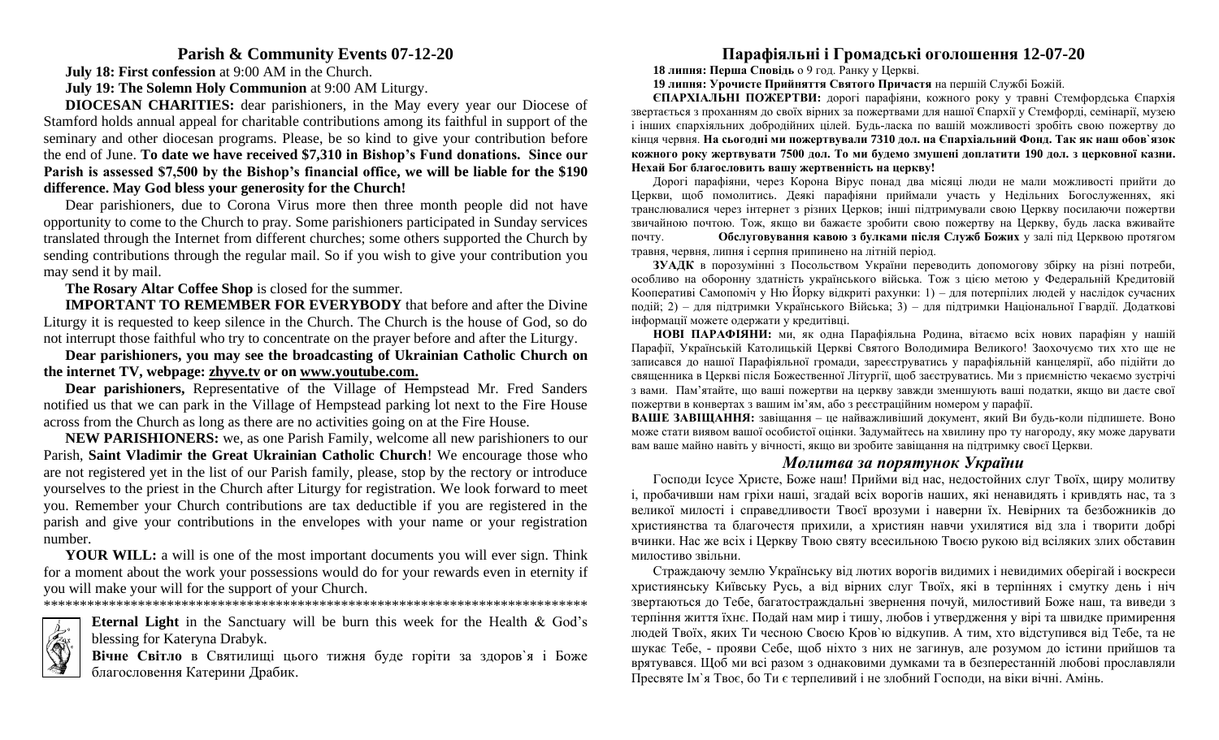## Parish & Community Events 07-12-20

**July 18: First confession** at 9:00 AM in the Church.

**July 19: The Solemn Holy Communion** at 9:00 AM Liturgy.

**DIOCESAN CHARITIES:** dear parishioners, in the May every year our Diocese of Stamford holds annual appeal for charitable contributions among its faithful in support of the seminary and other diocesan programs. Please, be so kind to give your contribution before the end of June. **To date we have received $7,310 in Bishop's Fund donations. Since our Parish is assessed $7,500 by the Bishop's financial office, we will be liable for the $190 difference. May God bless your generosity for the Church!**

Dear parishioners, due to Corona Virus more then three month people did not have opportunity to come to the Church to pray. Some parishioners participated in Sunday services translated through the Internet from different churches; some others supported the Church by sending contributions through the regular mail. So if you wish to give your contribution you may send it by mail.

**The Rosary Altar Coffee Shop** is closed for the summer.

**IMPORTANT TO REMEMBER FOR EVERYBODY** that before and after the Divine Liturgy it is requested to keep silence in the Church. The Church is the house of God, so do not interrupt those faithful who try to concentrate on the prayer before and after the Liturgy.

**Dear parishioners, you may see the broadcasting of Ukrainian Catholic Church on the internet TV, webpage: zhyve.tv or on www.youtube.com.**

**Dear parishioners,** Representative of the Village of Hempstead Mr. Fred Sanders notified us that we can park in the Village of Hempstead parking lot next to the Fire House across from the Church as long as there are no activities going on at the Fire House.

**NEW PARISHIONERS:** we, as one Parish Family, welcome all new parishioners to our Parish, **Saint Vladimir the Great Ukrainian Catholic Church**! We encourage those who are not registered yet in the list of our Parish family, please, stop by the rectory or introduce yourselves to the priest in the Church after Liturgy for registration. We look forward to meet you. Remember your Church contributions are tax deductible if you are registered in the parish and give your contributions in the envelopes with your name or your registration number.

**YOUR WILL:** a will is one of the most important documents you will ever sign. Think for a moment about the work your possessions would do for your rewards even in eternity if you will make your will for the support of your Church.

******************************************************************************

**Eternal Light** in the Sanctuary will be burn this week for the Health & God's blessing for Kateryna Drabyk.

**Вічне Світло** в Святилищі цього тижня буде горіти за здоров`я і Боже благословення Катерини Драбик.

## Парафіяльні і Громадські оголошення 12-07-20

**18 липня: Перша Сповідь** о 9 год. Ранку у Церкві.

**19 липня: Урочисте Прийняття Святого Причастя** на першій Службі Божій.

**ЄПАРХІАЛЬНІ ПОЖЕРТВИ:** дорогі парафіяни, кожного року у травні Стемфордська Єпархія звертається з проханням до своїх вірних за пожертвами для нашої Єпархії у Стемфорді, семінарії, музею і інших єпархіяльних добродійних цілей. Будь-ласка по вашій можливості зробіть свою пожертву до кінця червня. **На сьогодні ми пожертвували 7310 дол. на Єпархіальний Фонд. Так як наш обов`язок кожного року жертвувати 7500 дол. То ми будемо змушені доплатити 190 дол. з церковної казни. Нехай Бог благословить вашу жертвенність на церкву!**

Дорогі парафіяни, через Корона Вірус понад два місяці люди не мали можливості прийти до Церкви, щоб помолитись. Деякі парафіяни приймали участь у Недільних Богослуженнях, які транслювалися через інтернет з різних Церков; інші підтримували свою Церкву посилаючи пожертви звичайною почтою. Тож, якщо ви бажаєте зробити свою пожертву на Церкву, будь ласка вживайте почту. **Обслуговування кавою з булками після Служб Божих** у залі під Церквою протягом травня, червня, липня і серпня припинено на літній період.

**ЗУАДК** в порозумінні з Посольством України переводить допомогову збірку на різні потреби, особливо на оборонну здатність українського війська. Тож з цією метою у Федеральній Кредитовій Кооперативі Самопоміч у Ню Йорку відкриті рахунки: 1) – для потерпілих людей у наслідок сучасних подій; 2) – для підтримки Українського Війська; 3) – для підтримки Національної Гвардії. Додаткові інформації можете одержати у кредитівці.

**НОВІ ПАРАФІЯНИ:** ми, як одна Парафіяльна Родина, вітаємо всіх нових парафіян у нашій Парафії, Українській Католицькій Церкві Святого Володимира Великого! Заохочуємо тих хто ще не записався до нашої Парафіяльної громади, зареєструватись у парафіяльній канцелярії, або підійти до священика в Церкві після Божественної Літургії, щоб заєструватись. Ми з приємністю чекаємо зустрічі з вами. Пам'ятайте, що ваші пожертви на церкву завжди зменшують ваші податки, якщо ви даєте свої пожертви в конвертах з вашим ім'ям, або з реєстраційним номером у парафії.

**ВАШЕ ЗАВІЩАННЯ:** завіщання – це найважливіший документ, який Ви будь-коли підпишете. Воно може стати виявом вашої особистої оцінки. Задумайтесь на хвилину про ту нагороду, яку може дарувати вам ваше майно навіть у вічності, якщо ви зробите завіщання на підтримку своєї Церкви.

### *Молитва за порятунок України*

Господи Ісусе Христе, Боже наш! Прийми від нас, недостойних слуг Твоїх, щиру молитву і, пробачивши нам гріхи наші, згадай всіх ворогів наших, які ненавидять і кривдять нас, та з великої милості і справедливости Твоєї врозуми і наверни їх. Невірних та безбожників до християнства та благочестя прихили, а християн навчи ухилятися від зла і творити добрі вчинки. Нас же всіх і Церкву Твою святу всесильною Твоєю рукою від всіляких злих обставин милостиво звільни.

Страждаючу землю Українську від лютих ворогів видимих і невидимих оберігай і воскреси християнську Київську Русь, а від вірних слуг Твоїх, які в терпіннях і смутку день і ніч звертаються до Тебе, багатостраждальні звернення почуй, милостивий Боже наш, та виведи з терпіння життя їхнє. Подай нам мир і тишу, любов і утвердження у вірі та швидке примирення людей Твоїх, яких Ти чесною Своєю Кров`ю відкупив. А тим, хто відступився від Тебе, та не шукає Тебе, - прояви Себе, щоб ніхто з них не загинув, але розумом до істини прийшов та врятувався. Щоб ми всі разом з однаковими думками та в безперестанній любові прославляли Пресвяте Ім`я Твоє, бо Ти є терпеливий і не злобний Господи, на віки вічні. Амінь.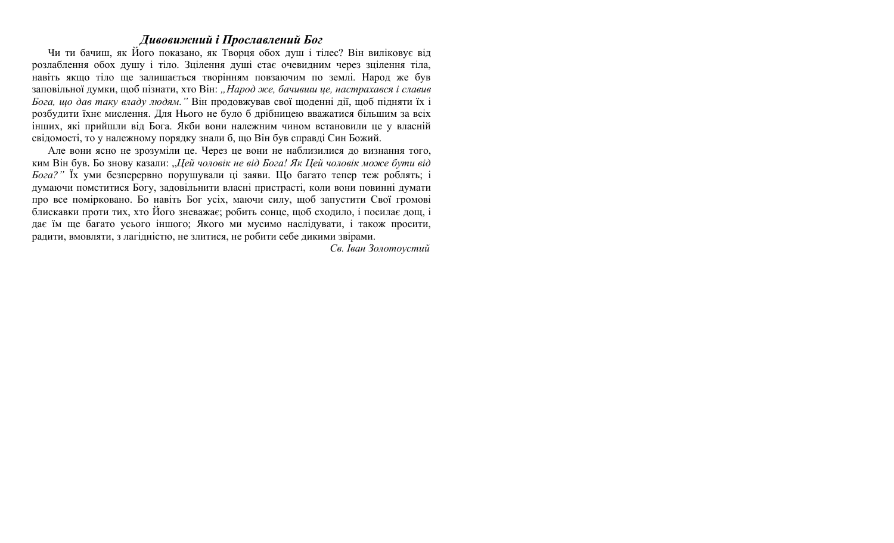### ***Дивовижний і Прославлений Бог***

Чи ти бачиш, як Його показано, як Творця обох душ і тілес? Він виліковує від розлаблення обох душу і тіло. Зцілення душі стає очевидним через зцілення тіла, навіть якщо тіло ще залишається творінням повзаючим по землі. Народ же був заповільної думки, щоб пізнати, хто Він: *„Народ же, бачивши це, настрахався і славив Бога, що дав таку владу людям.”* Він продовжував свої щоденні дії, щоб підняти їх і розбудити їхнє мислення. Для Нього не було б дрібницею вважатися більшим за всіх інших, які прийшли від Бога. Якби вони належним чином встановили це у власній свідомості, то у належному порядку знали б, що Він був справді Син Божий.

Але вони ясно не зрозуміли це. Через це вони не наблизилися до визнання того, ким Він був. Бо знову казали: „*Цей чоловік не від Бога! Як Цей чоловік може бути від Бога?”* Їх уми безперервно порушували ці заяви. Що багато тепер теж роблять; і думаючи помститися Богу, задовільнити власні пристрасті, коли вони повинні думати про все помірковано. Бо навіть Бог усіх, маючи силу, щоб запустити Свої громові блискавки проти тих, хто Його зневажає; робить сонце, щоб сходило, і посилає дощ, і дає їм ще багато усього іншого; Якого ми мусимо наслідувати, і також просити, радити, вмовляти, з лагідністю, не злитися, не робити себе дикими звірами.

*Св. Іван Золотоустий*